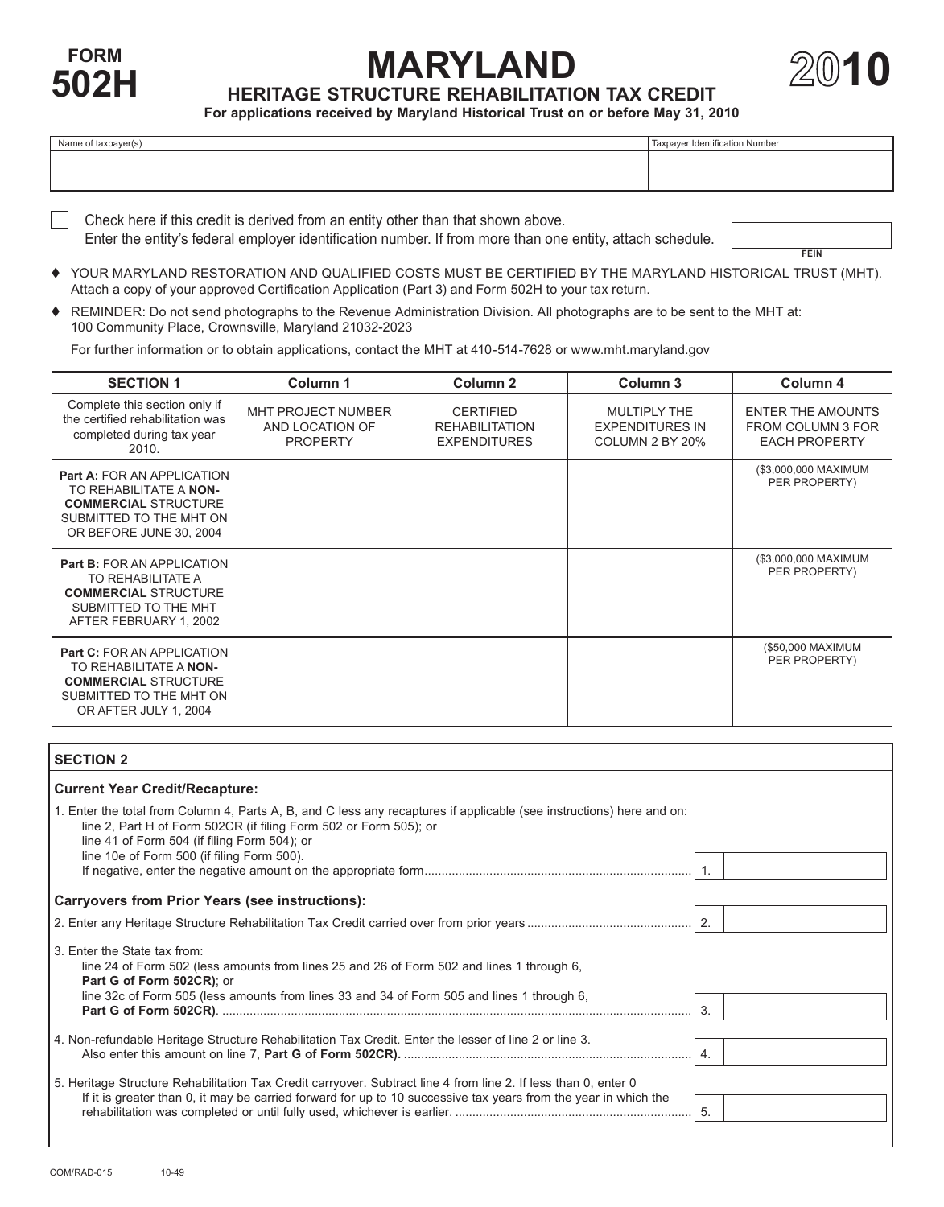**FORM 502H**

# MARYLAND

## HERITAGE STRUCTURE REHABILITATION TAX CREDIT

**2010**

**For applications received by Maryland Historical Trust on or before May 31, 2010**

| Name of taxpayer(s) | Taxpayer Identification Number |
|---|---|
| | |

☐ Check here if this credit is derived from an entity other than that shown above.
Enter the entity's federal employer identification number. If from more than one entity, attach schedule. FEIN ____________

♦ YOUR MARYLAND RESTORATION AND QUALIFIED COSTS MUST BE CERTIFIED BY THE MARYLAND HISTORICAL TRUST (MHT). Attach a copy of your approved Certification Application (Part 3) and Form 502H to your tax return.

♦ REMINDER: Do not send photographs to the Revenue Administration Division. All photographs are to be sent to the MHT at: 100 Community Place, Crownsville, Maryland 21032-2023

For further information or to obtain applications, contact the MHT at 410-514-7628 or www.mht.maryland.gov

| SECTION 1 | Column 1 | Column 2 | Column 3 | Column 4 |
|---|---|---|---|---|
| Complete this section only if the certified rehabilitation was completed during tax year 2010. | MHT PROJECT NUMBER AND LOCATION OF PROPERTY | CERTIFIED REHABILITATION EXPENDITURES | MULTIPLY THE EXPENDITURES IN COLUMN 2 BY 20% | ENTER THE AMOUNTS FROM COLUMN 3 FOR EACH PROPERTY |
| **Part A:** FOR AN APPLICATION TO REHABILITATE A **NON-COMMERCIAL** STRUCTURE SUBMITTED TO THE MHT ON OR BEFORE JUNE 30, 2004 | | | | ($3,000,000 MAXIMUM PER PROPERTY) |
| **Part B:** FOR AN APPLICATION TO REHABILITATE A **COMMERCIAL** STRUCTURE SUBMITTED TO THE MHT AFTER FEBRUARY 1, 2002 | | | | ($3,000,000 MAXIMUM PER PROPERTY) |
| **Part C:** FOR AN APPLICATION TO REHABILITATE A **NON-COMMERCIAL** STRUCTURE SUBMITTED TO THE MHT ON OR AFTER JULY 1, 2004 | | | | ($50,000 MAXIMUM PER PROPERTY) |

### SECTION 2

**Current Year Credit/Recapture:**

1. Enter the total from Column 4, Parts A, B, and C less any recaptures if applicable (see instructions) here and on:
   line 2, Part H of Form 502CR (if filing Form 502 or Form 505); or
   line 41 of Form 504 (if filing Form 504); or
   line 10e of Form 500 (if filing Form 500).
   If negative, enter the negative amount on the appropriate form.......... 1. ______

**Carryovers from Prior Years (see instructions):**

2. Enter any Heritage Structure Rehabilitation Tax Credit carried over from prior years.......... 2. ______

3. Enter the State tax from:
   line 24 of Form 502 (less amounts from lines 25 and 26 of Form 502 and lines 1 through 6, **Part G of Form 502CR)**; or
   line 32c of Form 505 (less amounts from lines 33 and 34 of Form 505 and lines 1 through 6, **Part G of Form 502CR)**.......... 3. ______

4. Non-refundable Heritage Structure Rehabilitation Tax Credit. Enter the lesser of line 2 or line 3.
   Also enter this amount on line 7, **Part G of Form 502CR).**.......... 4. ______

5. Heritage Structure Rehabilitation Tax Credit carryover. Subtract line 4 from line 2. If less than 0, enter 0
   If it is greater than 0, it may be carried forward for up to 10 successive tax years from the year in which the rehabilitation was completed or until fully used, whichever is earlier.......... 5. ______

COM/RAD-015 10-49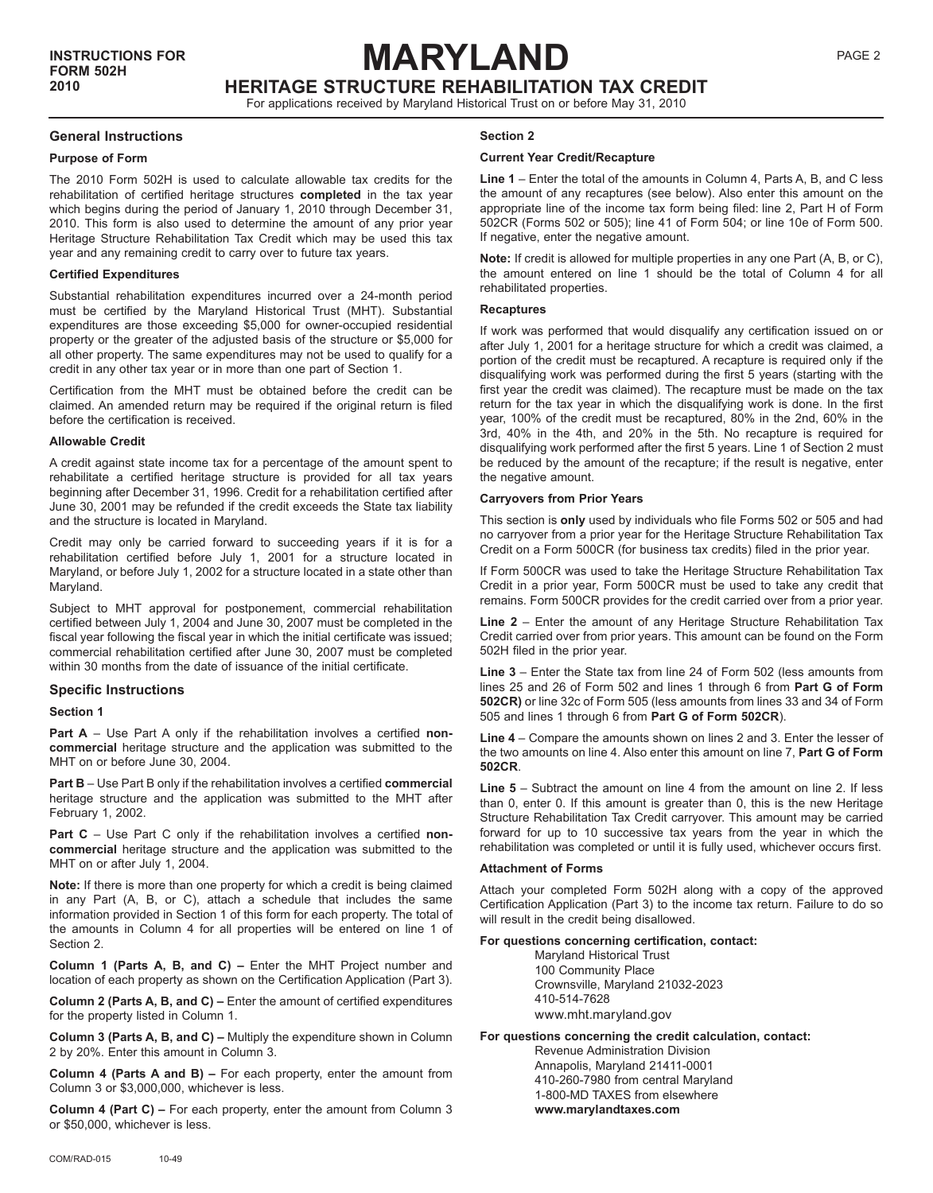INSTRUCTIONS FOR FORM 502H 2010

# MARYLAND

## HERITAGE STRUCTURE REHABILITATION TAX CREDIT

For applications received by Maryland Historical Trust on or before May 31, 2010

### General Instructions

**Purpose of Form**

The 2010 Form 502H is used to calculate allowable tax credits for the rehabilitation of certified heritage structures **completed** in the tax year which begins during the period of January 1, 2010 through December 31, 2010. This form is also used to determine the amount of any prior year Heritage Structure Rehabilitation Tax Credit which may be used this tax year and any remaining credit to carry over to future tax years.

**Certified Expenditures**

Substantial rehabilitation expenditures incurred over a 24-month period must be certified by the Maryland Historical Trust (MHT). Substantial expenditures are those exceeding $5,000 for owner-occupied residential property or the greater of the adjusted basis of the structure or $5,000 for all other property. The same expenditures may not be used to qualify for a credit in any other tax year or in more than one part of Section 1.

Certification from the MHT must be obtained before the credit can be claimed. An amended return may be required if the original return is filed before the certification is received.

**Allowable Credit**

A credit against state income tax for a percentage of the amount spent to rehabilitate a certified heritage structure is provided for all tax years beginning after December 31, 1996. Credit for a rehabilitation certified after June 30, 2001 may be refunded if the credit exceeds the State tax liability and the structure is located in Maryland.

Credit may only be carried forward to succeeding years if it is for a rehabilitation certified before July 1, 2001 for a structure located in Maryland, or before July 1, 2002 for a structure located in a state other than Maryland.

Subject to MHT approval for postponement, commercial rehabilitation certified between July 1, 2004 and June 30, 2007 must be completed in the fiscal year following the fiscal year in which the initial certificate was issued; commercial rehabilitation certified after June 30, 2007 must be completed within 30 months from the date of issuance of the initial certificate.

### Specific Instructions

**Section 1**

**Part A** – Use Part A only if the rehabilitation involves a certified **non-commercial** heritage structure and the application was submitted to the MHT on or before June 30, 2004.

**Part B** – Use Part B only if the rehabilitation involves a certified **commercial** heritage structure and the application was submitted to the MHT after February 1, 2002.

**Part C** – Use Part C only if the rehabilitation involves a certified **non-commercial** heritage structure and the application was submitted to the MHT on or after July 1, 2004.

**Note:** If there is more than one property for which a credit is being claimed in any Part (A, B, or C), attach a schedule that includes the same information provided in Section 1 of this form for each property. The total of the amounts in Column 4 for all properties will be entered on line 1 of Section 2.

**Column 1 (Parts A, B, and C) –** Enter the MHT Project number and location of each property as shown on the Certification Application (Part 3).

**Column 2 (Parts A, B, and C) –** Enter the amount of certified expenditures for the property listed in Column 1.

**Column 3 (Parts A, B, and C) –** Multiply the expenditure shown in Column 2 by 20%. Enter this amount in Column 3.

**Column 4 (Parts A and B) –** For each property, enter the amount from Column 3 or $3,000,000, whichever is less.

**Column 4 (Part C) –** For each property, enter the amount from Column 3 or $50,000, whichever is less.

**Section 2**

**Current Year Credit/Recapture**

**Line 1** – Enter the total of the amounts in Column 4, Parts A, B, and C less the amount of any recaptures (see below). Also enter this amount on the appropriate line of the income tax form being filed: line 2, Part H of Form 502CR (Forms 502 or 505); line 41 of Form 504; or line 10e of Form 500. If negative, enter the negative amount.

**Note:** If credit is allowed for multiple properties in any one Part (A, B, or C), the amount entered on line 1 should be the total of Column 4 for all rehabilitated properties.

**Recaptures**

If work was performed that would disqualify any certification issued on or after July 1, 2001 for a heritage structure for which a credit was claimed, a portion of the credit must be recaptured. A recapture is required only if the disqualifying work was performed during the first 5 years (starting with the first year the credit was claimed). The recapture must be made on the tax return for the tax year in which the disqualifying work is done. In the first year, 100% of the credit must be recaptured, 80% in the 2nd, 60% in the 3rd, 40% in the 4th, and 20% in the 5th. No recapture is required for disqualifying work performed after the first 5 years. Line 1 of Section 2 must be reduced by the amount of the recapture; if the result is negative, enter the negative amount.

**Carryovers from Prior Years**

This section is **only** used by individuals who file Forms 502 or 505 and had no carryover from a prior year for the Heritage Structure Rehabilitation Tax Credit on a Form 500CR (for business tax credits) filed in the prior year.

If Form 500CR was used to take the Heritage Structure Rehabilitation Tax Credit in a prior year, Form 500CR must be used to take any credit that remains. Form 500CR provides for the credit carried over from a prior year.

**Line 2** – Enter the amount of any Heritage Structure Rehabilitation Tax Credit carried over from prior years. This amount can be found on the Form 502H filed in the prior year.

**Line 3** – Enter the State tax from line 24 of Form 502 (less amounts from lines 25 and 26 of Form 502 and lines 1 through 6 from **Part G of Form 502CR)** or line 32c of Form 505 (less amounts from lines 33 and 34 of Form 505 and lines 1 through 6 from **Part G of Form 502CR**).

**Line 4** – Compare the amounts shown on lines 2 and 3. Enter the lesser of the two amounts on line 4. Also enter this amount on line 7, **Part G of Form 502CR**.

**Line 5** – Subtract the amount on line 4 from the amount on line 2. If less than 0, enter 0. If this amount is greater than 0, this is the new Heritage Structure Rehabilitation Tax Credit carryover. This amount may be carried forward for up to 10 successive tax years from the year in which the rehabilitation was completed or until it is fully used, whichever occurs first.

**Attachment of Forms**

Attach your completed Form 502H along with a copy of the approved Certification Application (Part 3) to the income tax return. Failure to do so will result in the credit being disallowed.

**For questions concerning certification, contact:**

Maryland Historical Trust
100 Community Place
Crownsville, Maryland 21032-2023
410-514-7628
www.mht.maryland.gov

**For questions concerning the credit calculation, contact:**

Revenue Administration Division
Annapolis, Maryland 21411-0001
410-260-7980 from central Maryland
1-800-MD TAXES from elsewhere
**www.marylandtaxes.com**

COM/RAD-015 10-49